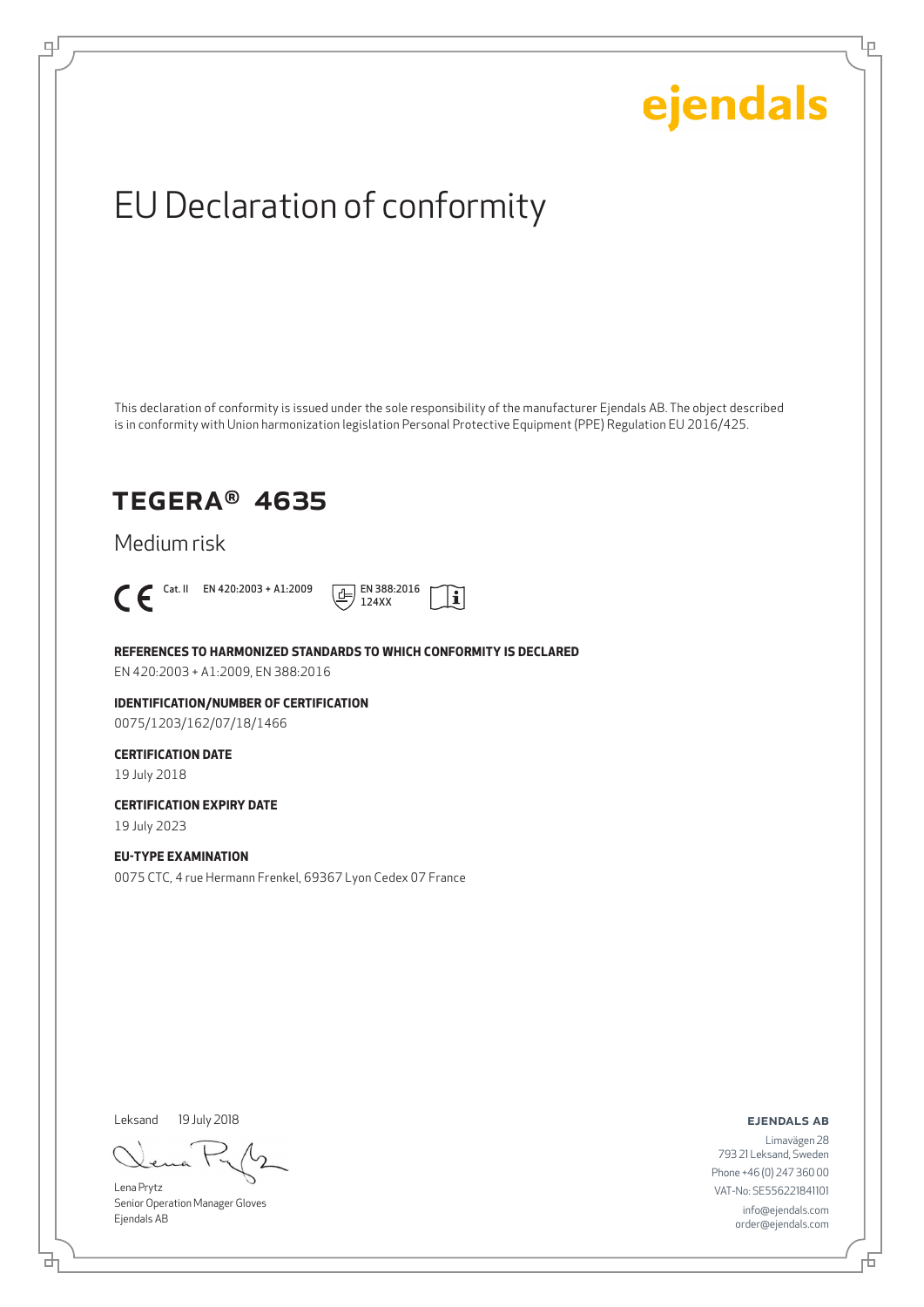ejendals

# EU Declaration of conformity

This declaration of conformity is issued under the sole responsibility of the manufacturer Ejendals AB. The object described is in conformity with Union harmonization legislation Personal Protective Equipment (PPE) Regulation EU 2016/425.

## TEGERA® 4635

Medium risk

CE Cat. II EN 420:2003 + A1:2009 EN 388:2016 124XX

**REFERENCES TO HARMONIZED STANDARDS TO WHICH CONFORMITY IS DECLARED**

EN 420:2003 + A1:2009, EN 388:2016

**IDENTIFICATION/NUMBER OF CERTIFICATION**

0075/1203/162/07/18/1466

**CERTIFICATION DATE**

19 July 2018

**CERTIFICATION EXPIRY DATE**

19 July 2023

**EU-TYPE EXAMINATION**

0075 CTC, 4 rue Hermann Frenkel, 69367 Lyon Cedex 07 France

Leksand 19 July 2018

Lena Prytz
Senior Operation Manager Gloves
Ejendals AB

**EJENDALS AB**

Limavägen 28
793 21 Leksand, Sweden
Phone +46 (0) 247 360 00
VAT-No: SE556221841101
info@ejendals.com
order@ejendals.com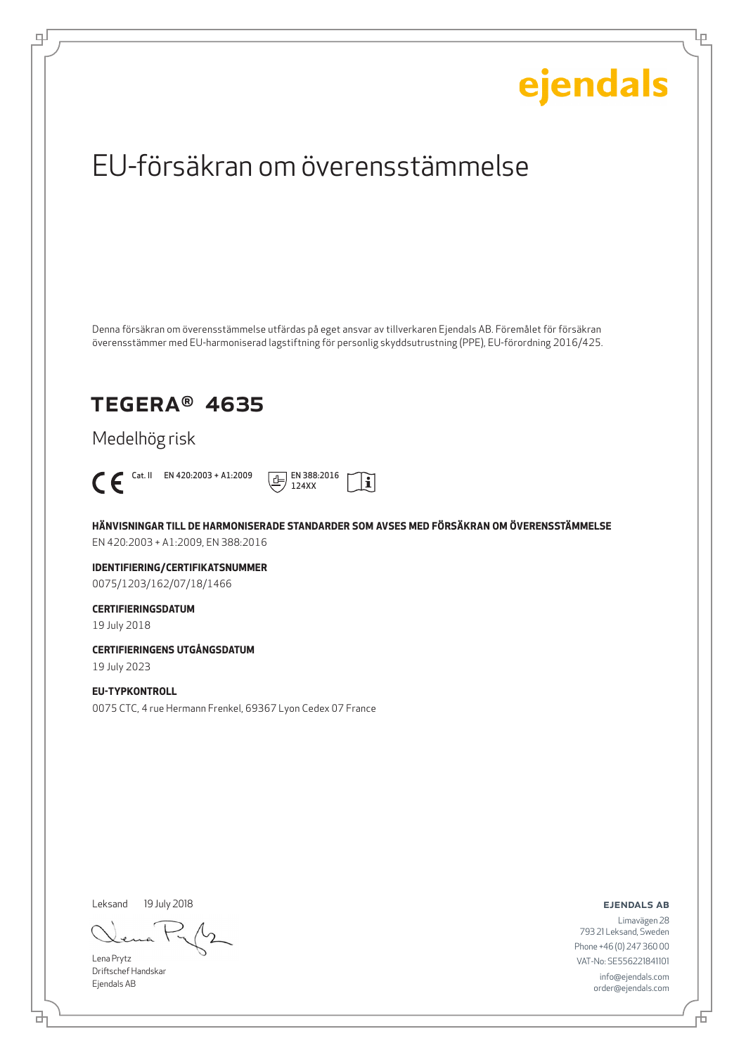ejendals

# EU-försäkran om överensstämmelse

Denna försäkran om överensstämmelse utfärdas på eget ansvar av tillverkaren Ejendals AB. Föremålet för försäkran överensstämmer med EU-harmoniserad lagstiftning för personlig skyddsutrustning (PPE), EU-förordning 2016/425.

## TEGERA® 4635

Medelhög risk

CE Cat. II EN 420:2003 + A1:2009 EN 388:2016 124XX

**HÄNVISNINGAR TILL DE HARMONISERADE STANDARDER SOM AVSES MED FÖRSÄKRAN OM ÖVERENSSTÄMMELSE**

EN 420:2003 + A1:2009, EN 388:2016

**IDENTIFIERING/CERTIFIKATSNUMMER**

0075/1203/162/07/18/1466

**CERTIFIERINGSDATUM**

19 July 2018

**CERTIFIERINGENS UTGÅNGSDATUM**

19 July 2023

**EU-TYPKONTROLL**

0075 CTC, 4 rue Hermann Frenkel, 69367 Lyon Cedex 07 France

Leksand 19 July 2018

Lena Prytz
Driftschef Handskar
Ejendals AB

**EJENDALS AB**

Limavägen 28
793 21 Leksand, Sweden
Phone +46 (0) 247 360 00
VAT-No: SE556221841101
info@ejendals.com
order@ejendals.com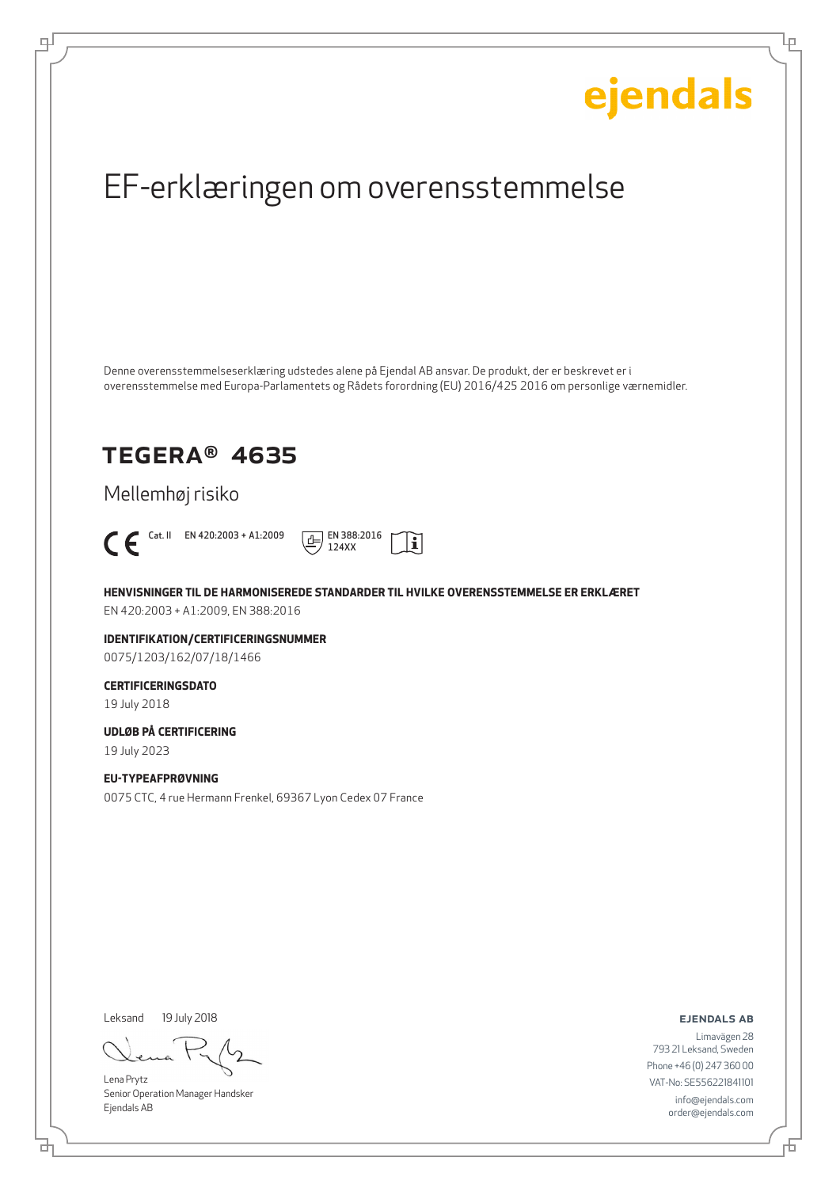ejendals

# EF-erklæringen om overensstemmelse

Denne overensstemmelseserklæring udstedes alene på Ejendal AB ansvar. De produkt, der er beskrevet er i overensstemmelse med Europa-Parlamentets og Rådets forordning (EU) 2016/425 2016 om personlige værnemidler.

## TEGERA® 4635

Mellemhøj risiko

CE Cat. II EN 420:2003 + A1:2009 EN 388:2016 124XX

**HENVISNINGER TIL DE HARMONISEREDE STANDARDER TIL HVILKE OVERENSSTEMMELSE ER ERKLÆRET**

EN 420:2003 + A1:2009, EN 388:2016

**IDENTIFIKATION/CERTIFICERINGSNUMMER**

0075/1203/162/07/18/1466

**CERTIFICERINGSDATO**

19 July 2018

**UDLØB PÅ CERTIFICERING**

19 July 2023

**EU-TYPEAFPRØVNING**

0075 CTC, 4 rue Hermann Frenkel, 69367 Lyon Cedex 07 France

Leksand 19 July 2018

Lena Prytz
Senior Operation Manager Handsker
Ejendals AB

**EJENDALS AB**

Limavägen 28
793 21 Leksand, Sweden
Phone +46 (0) 247 360 00
VAT-No: SE556221841101
info@ejendals.com
order@ejendals.com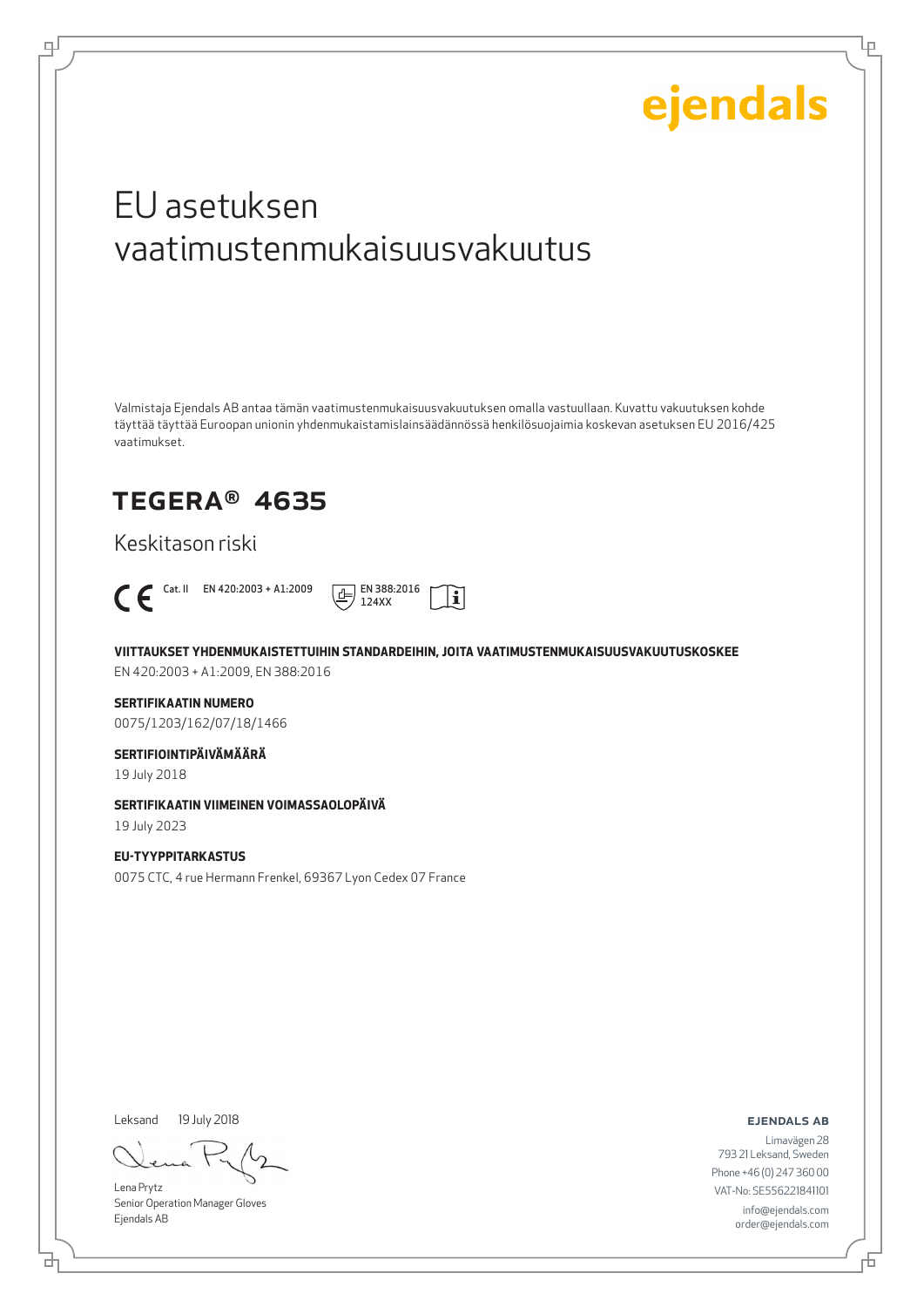ejendals

# EU asetuksen vaatimustenmukaisuusvakuutus

Valmistaja Ejendals AB antaa tämän vaatimustenmukaisuusvakuutuksen omalla vastuullaan. Kuvattu vakuutuksen kohde täyttää täyttää Euroopan unionin yhdenmukaistamislainsäädännössä henkilösuojaimia koskevan asetuksen EU 2016/425 vaatimukset.

## TEGERA® 4635

Keskitason riski

CE Cat. II EN 420:2003 + A1:2009 EN 388:2016 124XX

**VIITTAUKSET YHDENMUKAISTETTUIHIN STANDARDEIHIN, JOITA VAATIMUSTENMUKAISUUSVAKUUTUSKOSKEE**

EN 420:2003 + A1:2009, EN 388:2016

**SERTIFIKAATIN NUMERO**

0075/1203/162/07/18/1466

**SERTIFIOINTIPÄIVÄMÄÄRÄ**

19 July 2018

**SERTIFIKAATIN VIIMEINEN VOIMASSAOLOPÄIVÄ**

19 July 2023

**EU-TYYPPITARKASTUS**

0075 CTC, 4 rue Hermann Frenkel, 69367 Lyon Cedex 07 France

Leksand 19 July 2018

Lena Prytz
Senior Operation Manager Gloves
Ejendals AB

**EJENDALS AB**
Limavägen 28
793 21 Leksand, Sweden
Phone +46 (0) 247 360 00
VAT-No: SE556221841101
info@ejendals.com
order@ejendals.com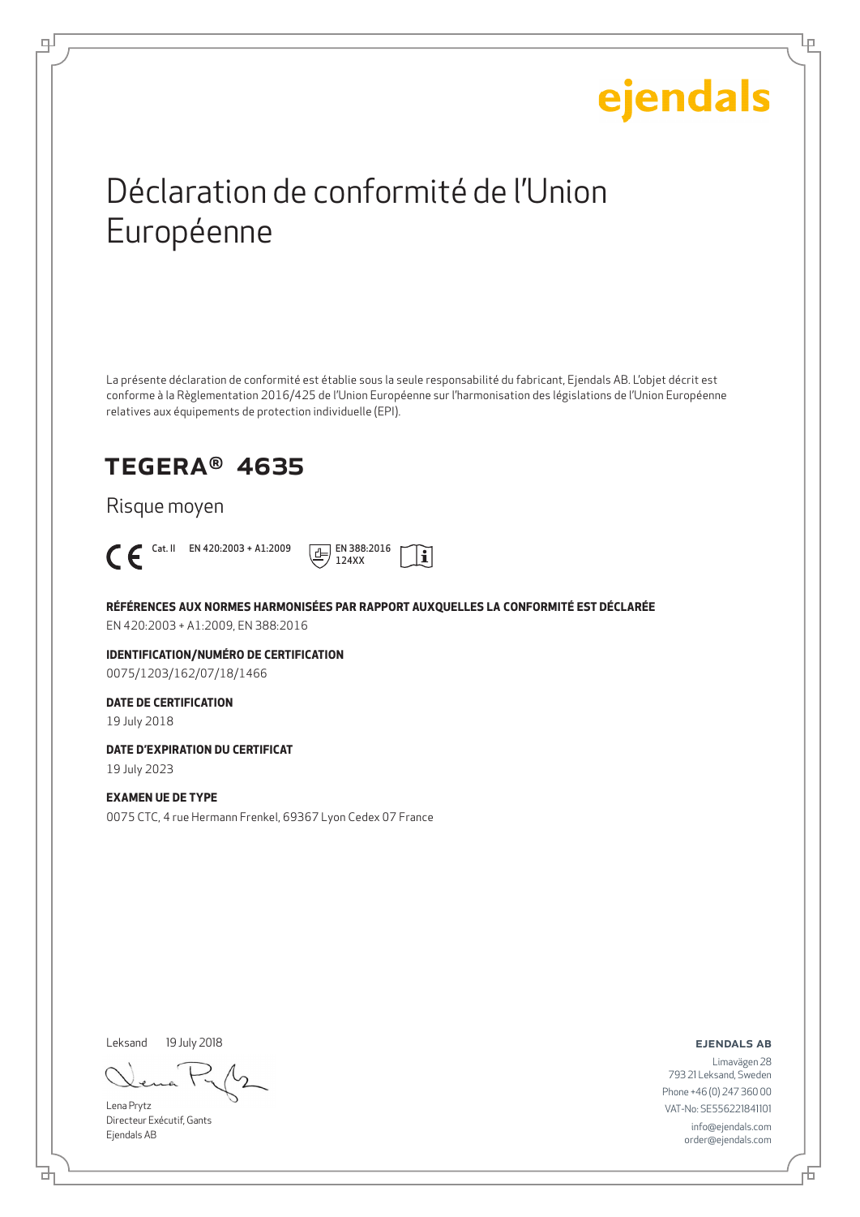ejendals

# Déclaration de conformité de l'Union Européenne

La présente déclaration de conformité est établie sous la seule responsabilité du fabricant, Ejendals AB. L'objet décrit est conforme à la Règlementation 2016/425 de l'Union Européenne sur l'harmonisation des législations de l'Union Européenne relatives aux équipements de protection individuelle (EPI).

## TEGERA® 4635

Risque moyen

CE Cat. II EN 420:2003 + A1:2009 EN 388:2016 124XX

**RÉFÉRENCES AUX NORMES HARMONISÉES PAR RAPPORT AUXQUELLES LA CONFORMITÉ EST DÉCLARÉE**

EN 420:2003 + A1:2009, EN 388:2016

**IDENTIFICATION/NUMÉRO DE CERTIFICATION**

0075/1203/162/07/18/1466

**DATE DE CERTIFICATION**

19 July 2018

**DATE D'EXPIRATION DU CERTIFICAT**

19 July 2023

**EXAMEN UE DE TYPE**

0075 CTC, 4 rue Hermann Frenkel, 69367 Lyon Cedex 07 France

Leksand 19 July 2018

Lena Prytz
Directeur Exécutif, Gants
Ejendals AB

**EJENDALS AB**

Limavägen 28
793 21 Leksand, Sweden
Phone +46 (0) 247 360 00
VAT-No: SE556221841101
info@ejendals.com
order@ejendals.com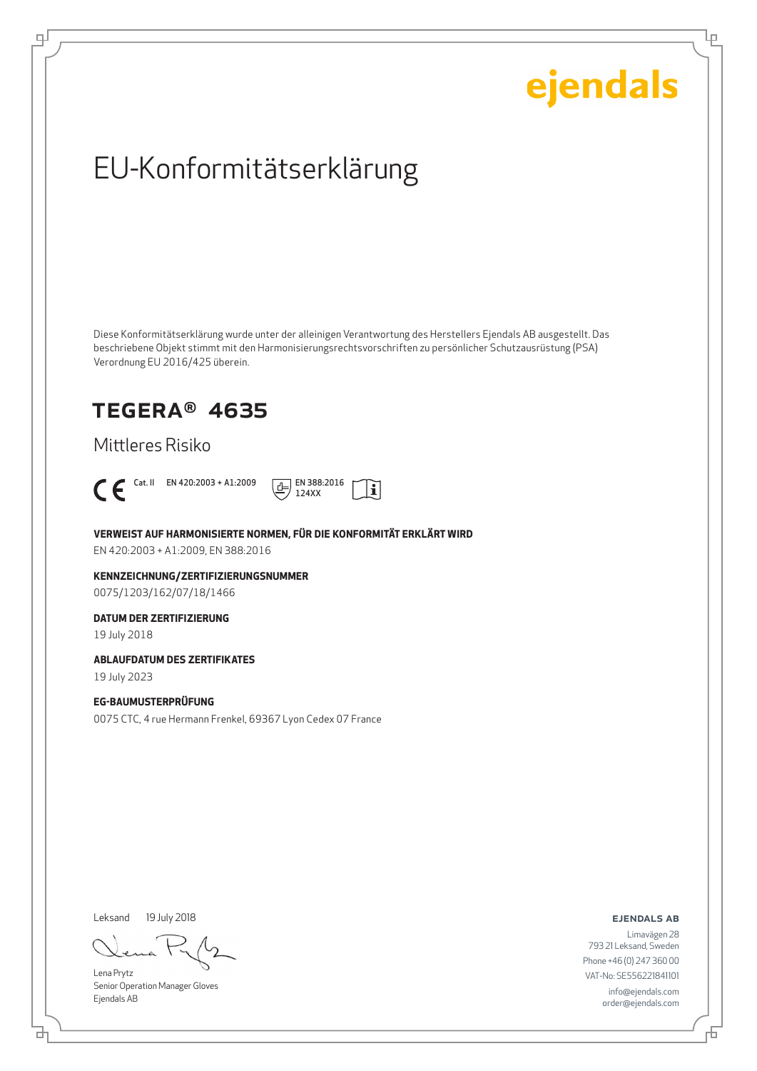ejendals

# EU-Konformitätserklärung

Diese Konformitätserklärung wurde unter der alleinigen Verantwortung des Herstellers Ejendals AB ausgestellt. Das beschriebene Objekt stimmt mit den Harmonisierungsrechtsvorschriften zu persönlicher Schutzausrüstung (PSA) Verordnung EU 2016/425 überein.

## TEGERA® 4635

Mittleres Risiko

CE Cat. II EN 420:2003 + A1:2009 EN 388:2016 124XX

**VERWEIST AUF HARMONISIERTE NORMEN, FÜR DIE KONFORMITÄT ERKLÄRT WIRD**

EN 420:2003 + A1:2009, EN 388:2016

**KENNZEICHNUNG/ZERTIFIZIERUNGSNUMMER**

0075/1203/162/07/18/1466

**DATUM DER ZERTIFIZIERUNG**

19 July 2018

**ABLAUFDATUM DES ZERTIFIKATES**

19 July 2023

**EG-BAUMUSTERPRÜFUNG**

0075 CTC, 4 rue Hermann Frenkel, 69367 Lyon Cedex 07 France

Leksand 19 July 2018

Lena Prytz
Senior Operation Manager Gloves
Ejendals AB

**EJENDALS AB**
Limavägen 28
793 21 Leksand, Sweden
Phone +46 (0) 247 360 00
VAT-No: SE556221841101
info@ejendals.com
order@ejendals.com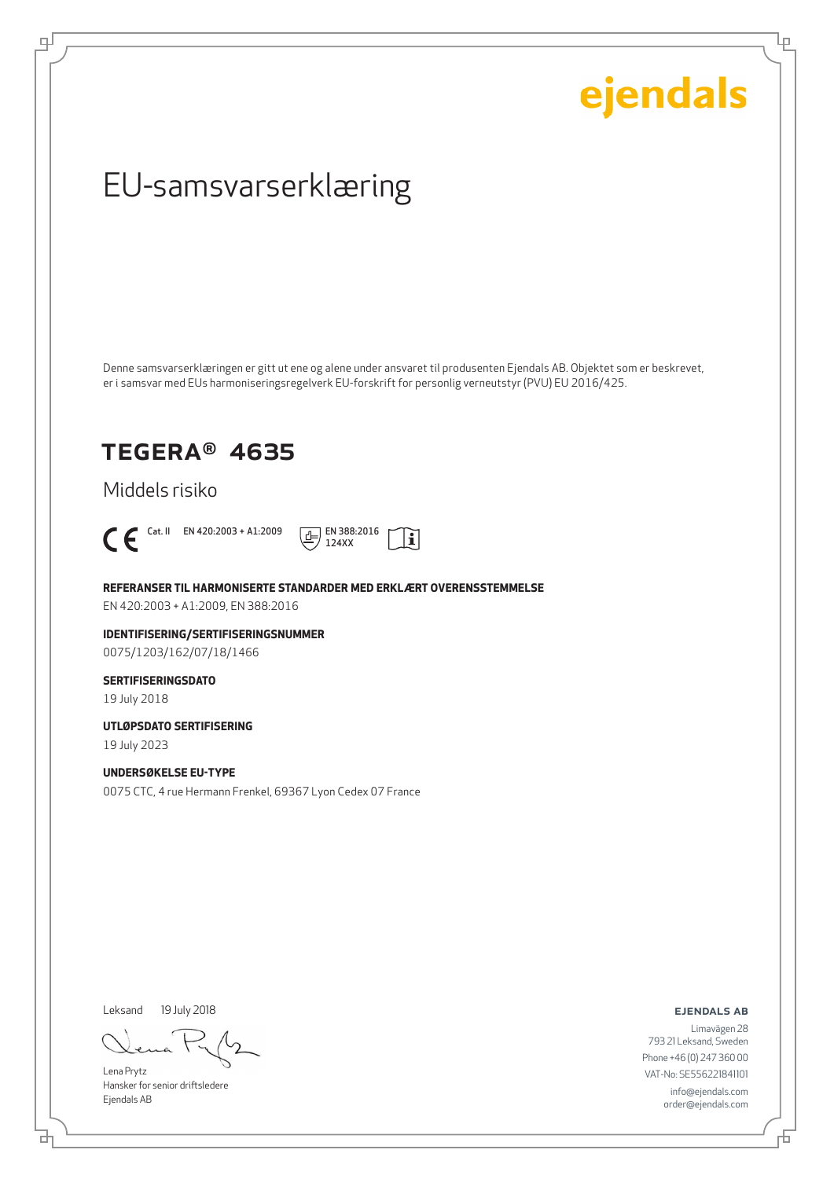ejendals

# EU-samsvarserklæring

Denne samsvarserklæringen er gitt ut ene og alene under ansvaret til produsenten Ejendals AB. Objektet som er beskrevet, er i samsvar med EUs harmoniseringsregelverk EU-forskrift for personlig verneutstyr (PVU) EU 2016/425.

## TEGERA® 4635

Middels risiko

CE Cat. II EN 420:2003 + A1:2009 EN 388:2016 124XX

**REFERANSER TIL HARMONISERTE STANDARDER MED ERKLÆRT OVERENSSTEMMELSE**
EN 420:2003 + A1:2009, EN 388:2016

**IDENTIFISERING/SERTIFISERINGSNUMMER**
0075/1203/162/07/18/1466

**SERTIFISERINGSDATO**
19 July 2018

**UTLØPSDATO SERTIFISERING**
19 July 2023

**UNDERSØKELSE EU-TYPE**
0075 CTC, 4 rue Hermann Frenkel, 69367 Lyon Cedex 07 France

Leksand 19 July 2018

Lena Prytz
Hansker for senior driftsledere
Ejendals AB

**EJENDALS AB**
Limavägen 28
793 21 Leksand, Sweden
Phone +46 (0) 247 360 00
VAT-No: SE556221841101
info@ejendals.com
order@ejendals.com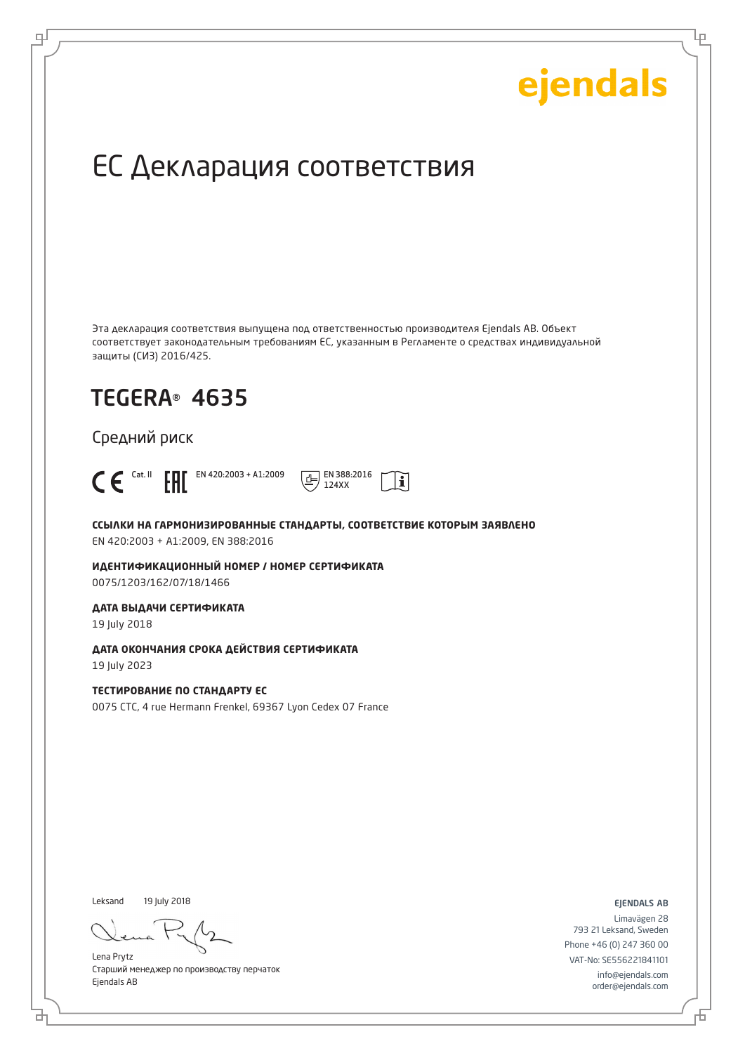ejendals

# ЕС Декларация соответствия

Эта декларация соответствия выпущена под ответственностью производителя Ejendals AB. Объект соответствует законодательным требованиям ЕС, указанным в Регламенте о средствах индивидуальной защиты (СИЗ) 2016/425.

## TEGERA® 4635

Средний риск

CE Cat. II EAC EN 420:2003 + A1:2009 EN 388:2016 124XX

**ССЫЛКИ НА ГАРМОНИЗИРОВАННЫЕ СТАНДАРТЫ, СООТВЕТСТВИЕ КОТОРЫМ ЗАЯВЛЕНО**
EN 420:2003 + A1:2009, EN 388:2016

**ИДЕНТИФИКАЦИОННЫЙ НОМЕР / НОМЕР СЕРТИФИКАТА**
0075/1203/162/07/18/1466

**ДАТА ВЫДАЧИ СЕРТИФИКАТА**
19 July 2018

**ДАТА ОКОНЧАНИЯ СРОКА ДЕЙСТВИЯ СЕРТИФИКАТА**
19 July 2023

**ТЕСТИРОВАНИЕ ПО СТАНДАРТУ ЕС**
0075 CTC, 4 rue Hermann Frenkel, 69367 Lyon Cedex 07 France

Leksand 19 July 2018

Lena Prytz
Старший менеджер по производству перчаток
Ejendals AB

EJENDALS AB
Limavägen 28
793 21 Leksand, Sweden
Phone +46 (0) 247 360 00
VAT-No: SE556221841101
info@ejendals.com
order@ejendals.com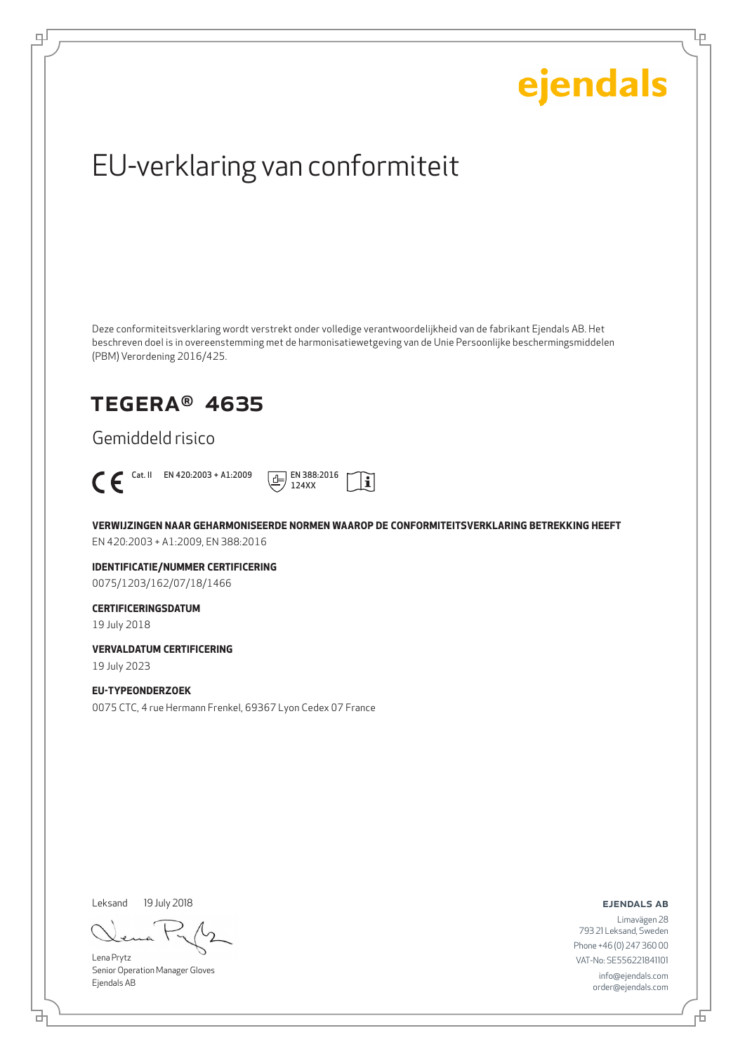ejendals

# EU-verklaring van conformiteit

Deze conformiteitsverklaring wordt verstrekt onder volledige verantwoordelijkheid van de fabrikant Ejendals AB. Het beschreven doel is in overeenstemming met de harmonisatiewetgeving van de Unie Persoonlijke beschermingsmiddelen (PBM) Verordening 2016/425.

## TEGERA® 4635

Gemiddeld risico

CE Cat. II EN 420:2003 + A1:2009 EN 388:2016 124XX

**VERWIJZINGEN NAAR GEHARMONISEERDE NORMEN WAAROP DE CONFORMITEITSVERKLARING BETREKKING HEEFT**

EN 420:2003 + A1:2009, EN 388:2016

**IDENTIFICATIE/NUMMER CERTIFICERING**

0075/1203/162/07/18/1466

**CERTIFICERINGSDATUM**

19 July 2018

**VERVALDATUM CERTIFICERING**

19 July 2023

**EU-TYPEONDERZOEK**

0075 CTC, 4 rue Hermann Frenkel, 69367 Lyon Cedex 07 France

Leksand 19 July 2018

Lena Prytz
Senior Operation Manager Gloves
Ejendals AB

**EJENDALS AB**

Limavägen 28
793 21 Leksand, Sweden
Phone +46 (0) 247 360 00
VAT-No: SE556221841101
info@ejendals.com
order@ejendals.com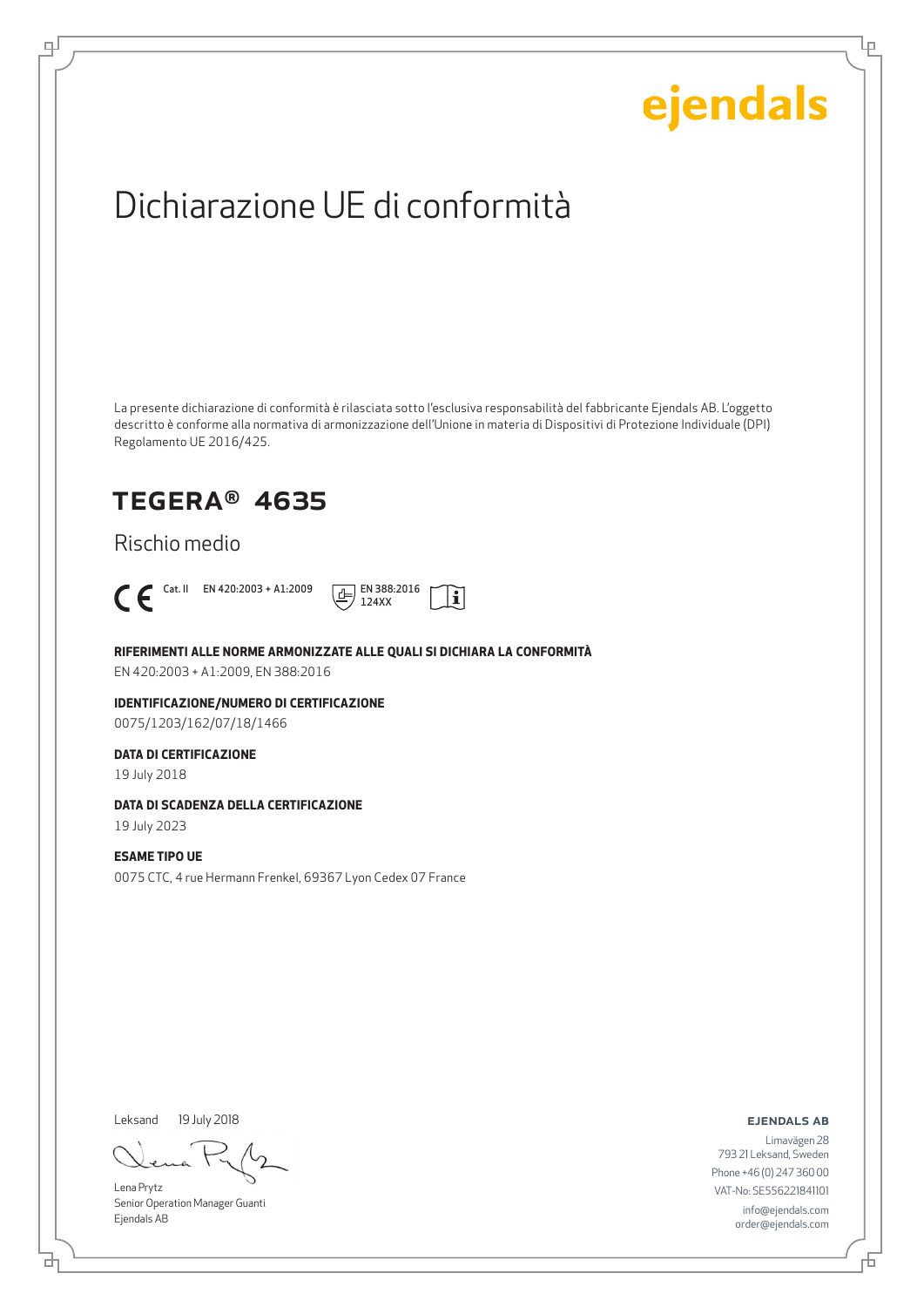ejendals

# Dichiarazione UE di conformità

La presente dichiarazione di conformità è rilasciata sotto l'esclusiva responsabilità del fabbricante Ejendals AB. L'oggetto descritto è conforme alla normativa di armonizzazione dell'Unione in materia di Dispositivi di Protezione Individuale (DPI) Regolamento UE 2016/425.

## TEGERA® 4635

Rischio medio

CE Cat. II EN 420:2003 + A1:2009 EN 388:2016 124XX

**RIFERIMENTI ALLE NORME ARMONIZZATE ALLE QUALI SI DICHIARA LA CONFORMITÀ**
EN 420:2003 + A1:2009, EN 388:2016

**IDENTIFICAZIONE/NUMERO DI CERTIFICAZIONE**
0075/1203/162/07/18/1466

**DATA DI CERTIFICAZIONE**
19 July 2018

**DATA DI SCADENZA DELLA CERTIFICAZIONE**
19 July 2023

**ESAME TIPO UE**
0075 CTC, 4 rue Hermann Frenkel, 69367 Lyon Cedex 07 France

Leksand 19 July 2018

Lena Prytz
Senior Operation Manager Guanti
Ejendals AB

**EJENDALS AB**
Limavägen 28
793 21 Leksand, Sweden
Phone +46 (0) 247 360 00
VAT-No: SE556221841101
info@ejendals.com
order@ejendals.com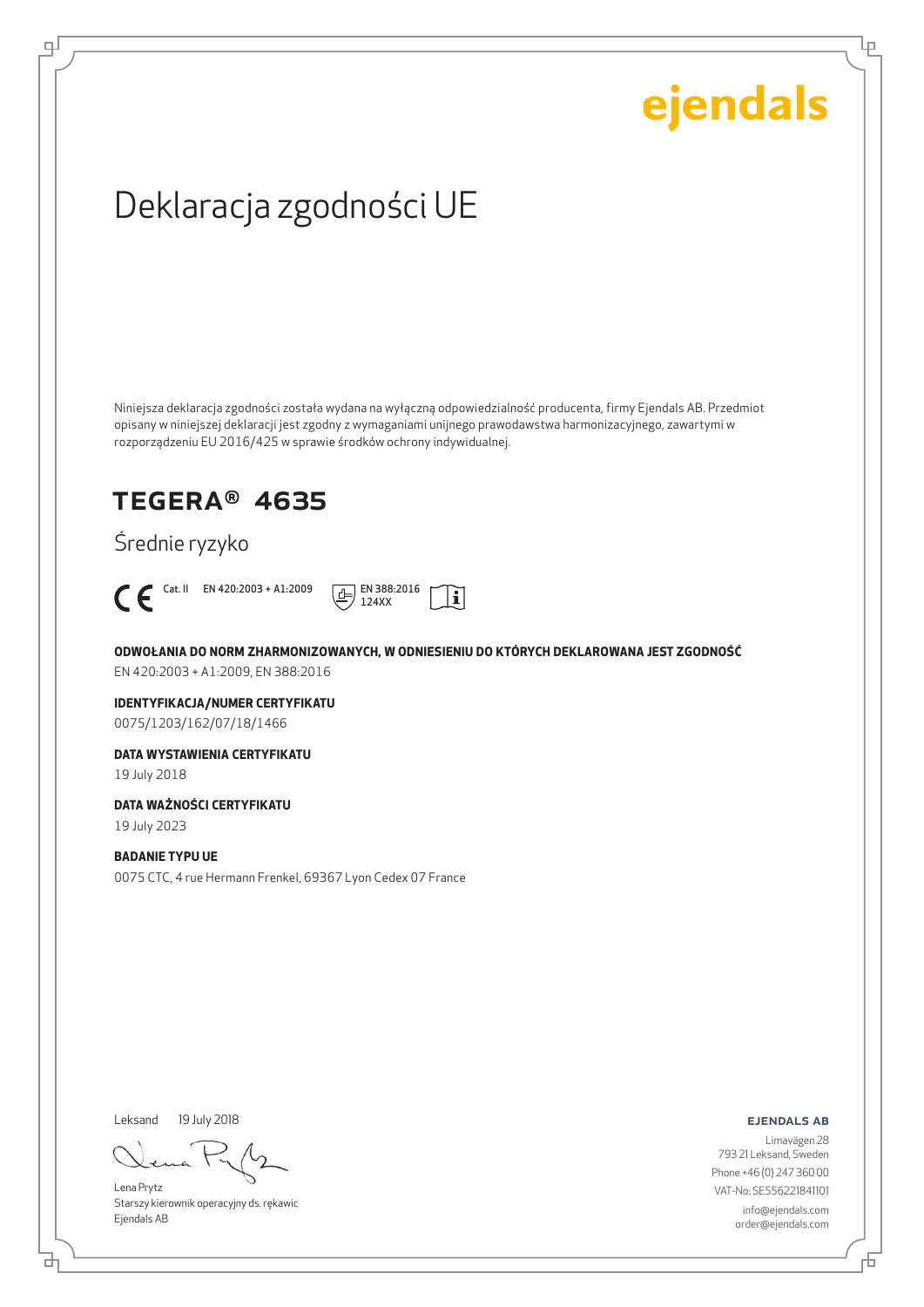ejendals

# Deklaracja zgodności UE

Niniejsza deklaracja zgodności została wydana na wyłączną odpowiedzialność producenta, firmy Ejendals AB. Przedmiot opisany w niniejszej deklaracji jest zgodny z wymaganiami unijnego prawodawstwa harmonizacyjnego, zawartymi w rozporządzeniu EU 2016/425 w sprawie środków ochrony indywidualnej.

## TEGERA® 4635

Średnie ryzyko

CE Cat. II EN 420:2003 + A1:2009 EN 388:2016 124XX

**ODWOŁANIA DO NORM ZHARMONIZOWANYCH, W ODNIESIENIU DO KTÓRYCH DEKLAROWANA JEST ZGODNOŚĆ**

EN 420:2003 + A1:2009, EN 388:2016

**IDENTYFIKACJA/NUMER CERTYFIKATU**

0075/1203/162/07/18/1466

**DATA WYSTAWIENIA CERTYFIKATU**

19 July 2018

**DATA WAŻNOŚCI CERTYFIKATU**

19 July 2023

**BADANIE TYPU UE**

0075 CTC, 4 rue Hermann Frenkel, 69367 Lyon Cedex 07 France

Leksand 19 July 2018

Lena Prytz
Starszy kierownik operacyjny ds. rękawic
Ejendals AB

**EJENDALS AB**

Limavägen 28
793 21 Leksand, Sweden
Phone +46 (0) 247 360 00
VAT-No: SE556221841101
info@ejendals.com
order@ejendals.com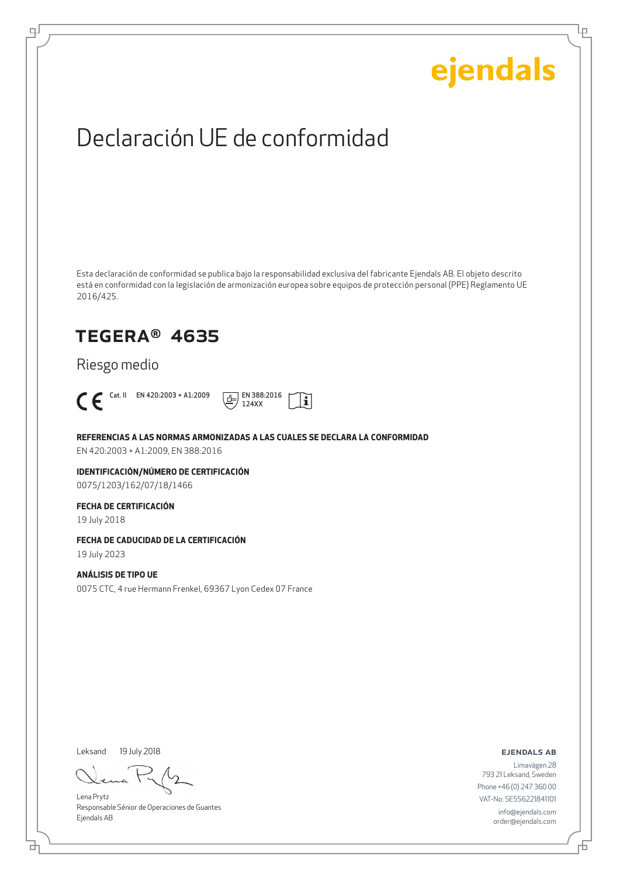ejendals

# Declaración UE de conformidad

Esta declaración de conformidad se publica bajo la responsabilidad exclusiva del fabricante Ejendals AB. El objeto descrito está en conformidad con la legislación de armonización europea sobre equipos de protección personal (PPE) Reglamento UE 2016/425.

## TEGERA® 4635

Riesgo medio

CE Cat. II EN 420:2003 + A1:2009 EN 388:2016 124XX

**REFERENCIAS A LAS NORMAS ARMONIZADAS A LAS CUALES SE DECLARA LA CONFORMIDAD**

EN 420:2003 + A1:2009, EN 388:2016

**IDENTIFICACIÓN/NÚMERO DE CERTIFICACIÓN**

0075/1203/162/07/18/1466

**FECHA DE CERTIFICACIÓN**

19 July 2018

**FECHA DE CADUCIDAD DE LA CERTIFICACIÓN**

19 July 2023

**ANÁLISIS DE TIPO UE**

0075 CTC, 4 rue Hermann Frenkel, 69367 Lyon Cedex 07 France

Leksand 19 July 2018

Lena Prytz
Responsable Sénior de Operaciones de Guantes
Ejendals AB

**EJENDALS AB**

Limavägen 28
793 21 Leksand, Sweden
Phone +46 (0) 247 360 00
VAT-No: SE556221841101
info@ejendals.com
order@ejendals.com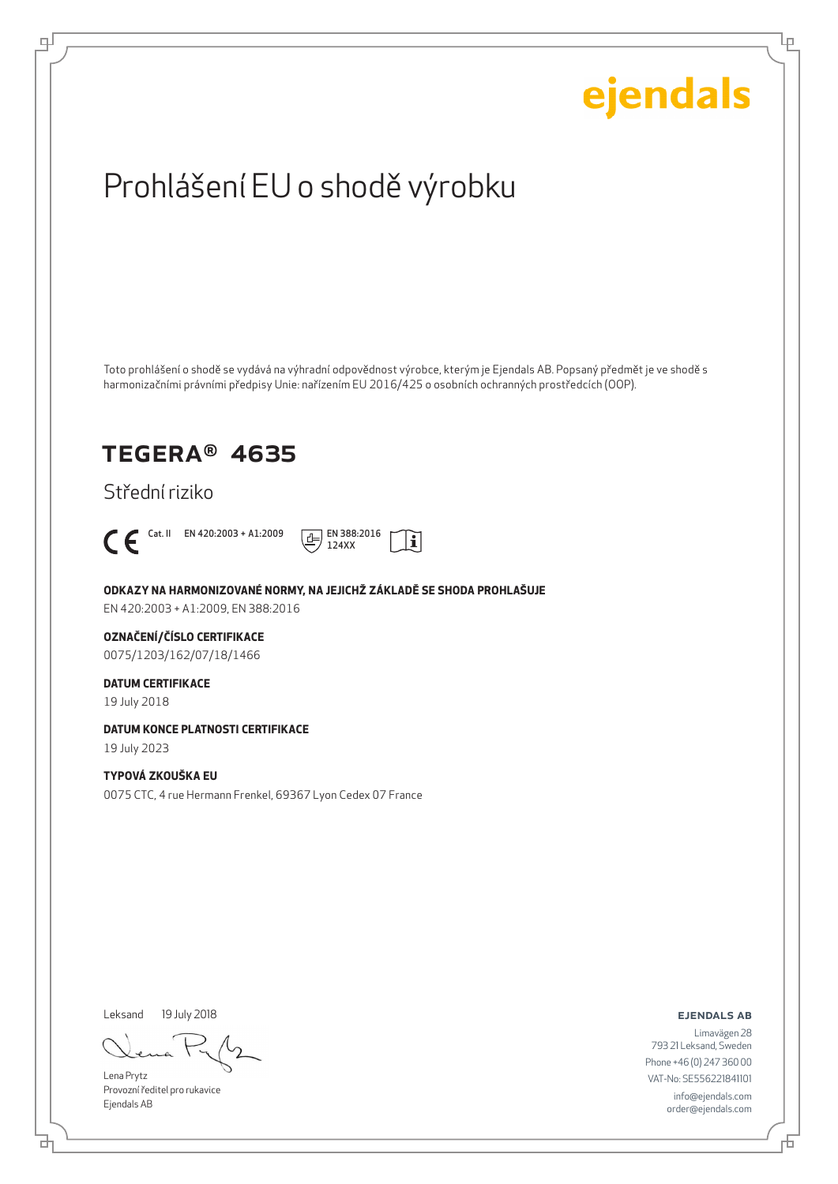ejendals

# Prohlášení EU o shodě výrobku

Toto prohlášení o shodě se vydává na výhradní odpovědnost výrobce, kterým je Ejendals AB. Popsaný předmět je ve shodě s harmonizačními právními předpisy Unie: nařízením EU 2016/425 o osobních ochranných prostředcích (OOP).

## TEGERA® 4635

Střední riziko

CE Cat. II EN 420:2003 + A1:2009 EN 388:2016 124XX

**ODKAZY NA HARMONIZOVANÉ NORMY, NA JEJICHŽ ZÁKLADĚ SE SHODA PROHLAŠUJE**
EN 420:2003 + A1:2009, EN 388:2016

**OZNAČENÍ/ČÍSLO CERTIFIKACE**
0075/1203/162/07/18/1466

**DATUM CERTIFIKACE**
19 July 2018

**DATUM KONCE PLATNOSTI CERTIFIKACE**
19 July 2023

**TYPOVÁ ZKOUŠKA EU**
0075 CTC, 4 rue Hermann Frenkel, 69367 Lyon Cedex 07 France

Leksand 19 July 2018

Lena Prytz
Provozní ředitel pro rukavice
Ejendals AB

**EJENDALS AB**
Limavägen 28
793 21 Leksand, Sweden
Phone +46 (0) 247 360 00
VAT-No: SE556221841101
info@ejendals.com
order@ejendals.com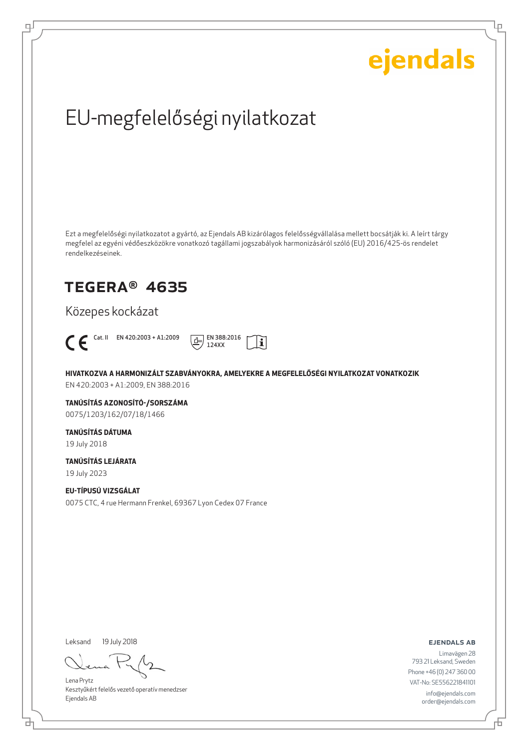ejendals

# EU-megfelelőségi nyilatkozat

Ezt a megfelelőségi nyilatkozatot a gyártó, az Ejendals AB kizárólagos felelősségvállalása mellett bocsátják ki. A leírt tárgy megfelel az egyéni védőeszközökre vonatkozó tagállami jogszabályok harmonizásáról szóló (EU) 2016/425-ös rendelet rendelkezéseinek.

## TEGERA® 4635

Közepes kockázat

CE Cat. II EN 420:2003 + A1:2009 EN 388:2016 124XX

**HIVATKOZVA A HARMONIZÁLT SZABVÁNYOKRA, AMELYEKRE A MEGFELELŐSÉGI NYILATKOZAT VONATKOZIK**
EN 420:2003 + A1:2009, EN 388:2016

**TANÚSÍTÁS AZONOSÍTÓ-/SORSZÁMA**
0075/1203/162/07/18/1466

**TANÚSÍTÁS DÁTUMA**
19 July 2018

**TANÚSÍTÁS LEJÁRATA**
19 July 2023

**EU-TÍPUSÚ VIZSGÁLAT**
0075 CTC, 4 rue Hermann Frenkel, 69367 Lyon Cedex 07 France

Leksand 19 July 2018

Lena Prytz
Kesztyűkért felelős vezető operatív menedzser
Ejendals AB

**EJENDALS AB**
Limavägen 28
793 21 Leksand, Sweden
Phone +46 (0) 247 360 00
VAT-No: SE556221841101
info@ejendals.com
order@ejendals.com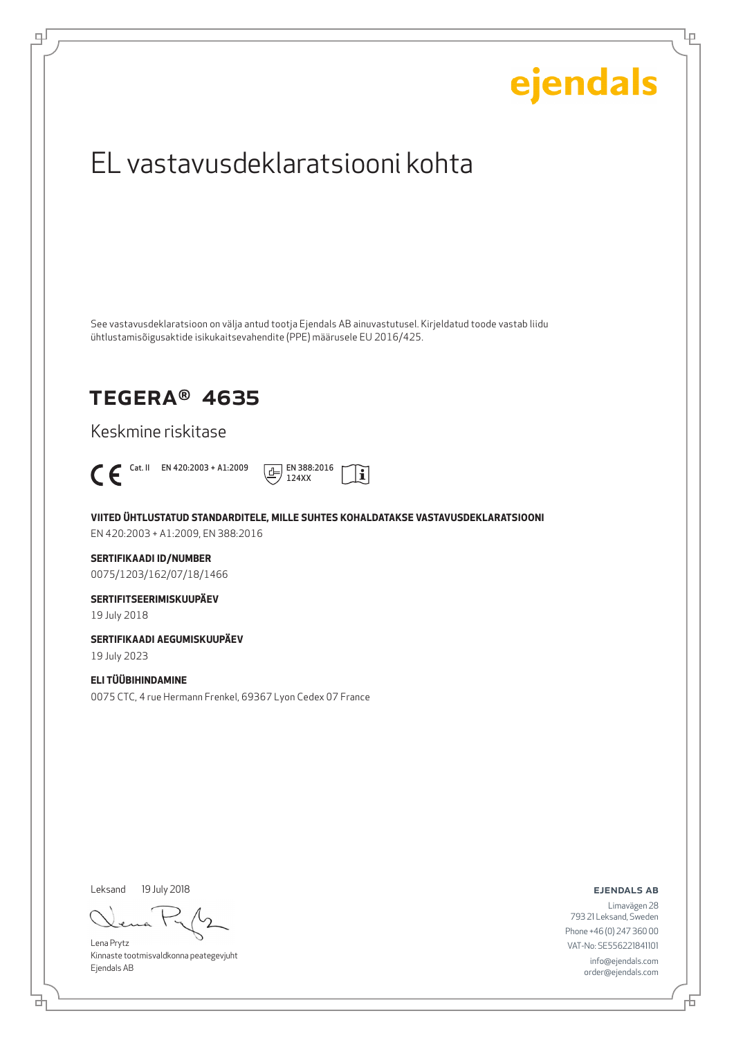ejendals

# EL vastavusdeklaratsiooni kohta

See vastavusdeklaratsioon on välja antud tootja Ejendals AB ainuvastutusel. Kirjeldatud toode vastab liidu ühtlustamisõigusaktide isikukaitsevahendite (PPE) määrusele EU 2016/425.

## TEGERA® 4635

Keskmine riskitase

CE Cat. II EN 420:2003 + A1:2009 EN 388:2016 124XX

**VIITED ÜHTLUSTATUD STANDARDITELE, MILLE SUHTES KOHALDATAKSE VASTAVUSDEKLARATSIOONI**
EN 420:2003 + A1:2009, EN 388:2016

**SERTIFIKAADI ID/NUMBER**
0075/1203/162/07/18/1466

**SERTIFITSEERIMISKUUPÄEV**
19 July 2018

**SERTIFIKAADI AEGUMISKUUPÄEV**
19 July 2023

**ELI TÜÜBIHINDAMINE**
0075 CTC, 4 rue Hermann Frenkel, 69367 Lyon Cedex 07 France

Leksand 19 July 2018

Lena Prytz
Kinnaste tootmisvaldkonna peategevjuht
Ejendals AB

**EJENDALS AB**
Limavägen 28
793 21 Leksand, Sweden
Phone +46 (0) 247 360 00
VAT-No: SE556221841101
info@ejendals.com
order@ejendals.com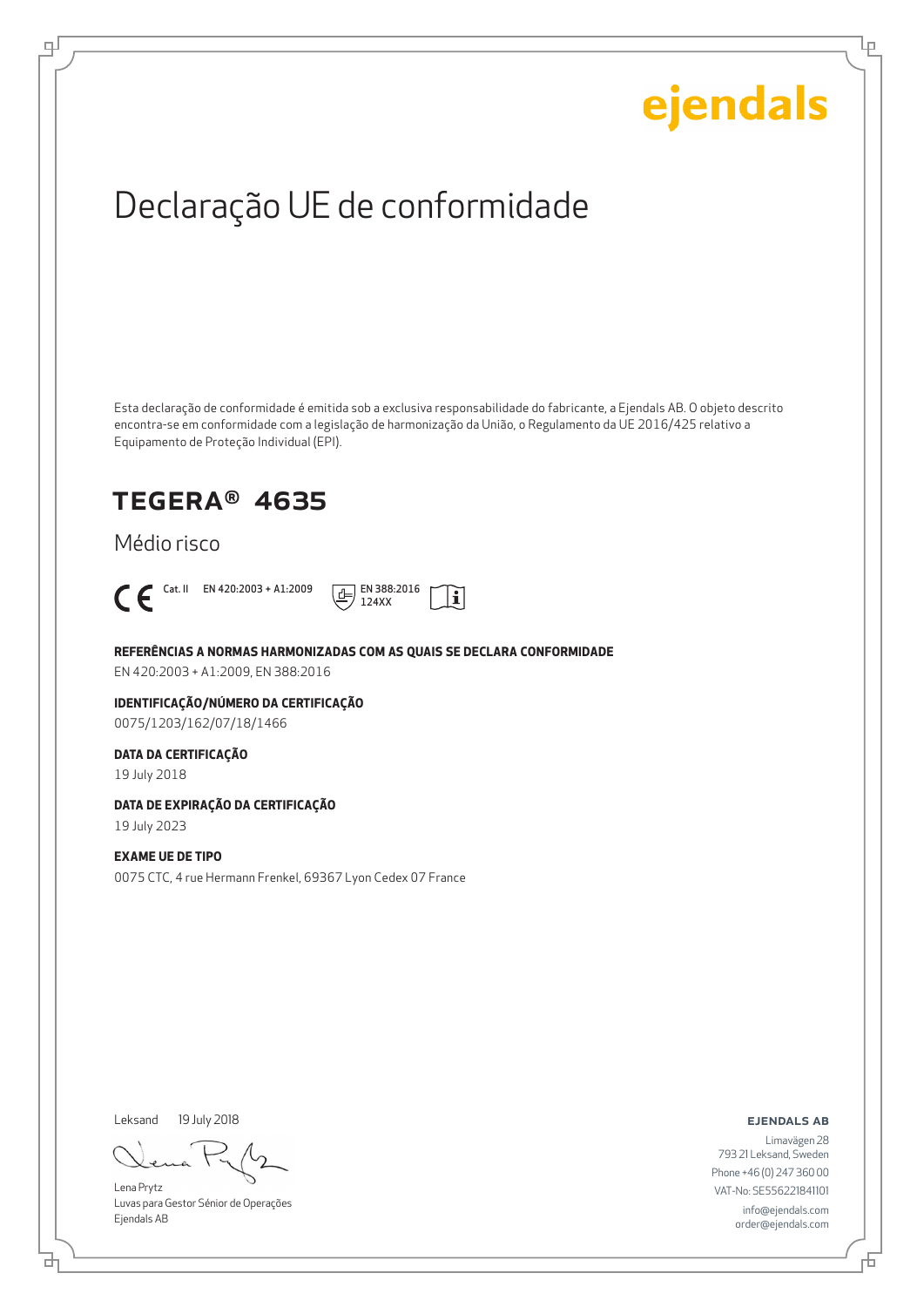ejendals

# Declaração UE de conformidade

Esta declaração de conformidade é emitida sob a exclusiva responsabilidade do fabricante, a Ejendals AB. O objeto descrito encontra-se em conformidade com a legislação de harmonização da União, o Regulamento da UE 2016/425 relativo a Equipamento de Proteção Individual (EPI).

## TEGERA® 4635

Médio risco

CE Cat. II EN 420:2003 + A1:2009 EN 388:2016 124XX

**REFERÊNCIAS A NORMAS HARMONIZADAS COM AS QUAIS SE DECLARA CONFORMIDADE**

EN 420:2003 + A1:2009, EN 388:2016

**IDENTIFICAÇÃO/NÚMERO DA CERTIFICAÇÃO**

0075/1203/162/07/18/1466

**DATA DA CERTIFICAÇÃO**

19 July 2018

**DATA DE EXPIRAÇÃO DA CERTIFICAÇÃO**

19 July 2023

**EXAME UE DE TIPO**

0075 CTC, 4 rue Hermann Frenkel, 69367 Lyon Cedex 07 France

Leksand 19 July 2018

Lena Prytz
Luvas para Gestor Sénior de Operações
Ejendals AB

**EJENDALS AB**

Limavägen 28
793 21 Leksand, Sweden
Phone +46 (0) 247 360 00
VAT-No: SE556221841101
info@ejendals.com
order@ejendals.com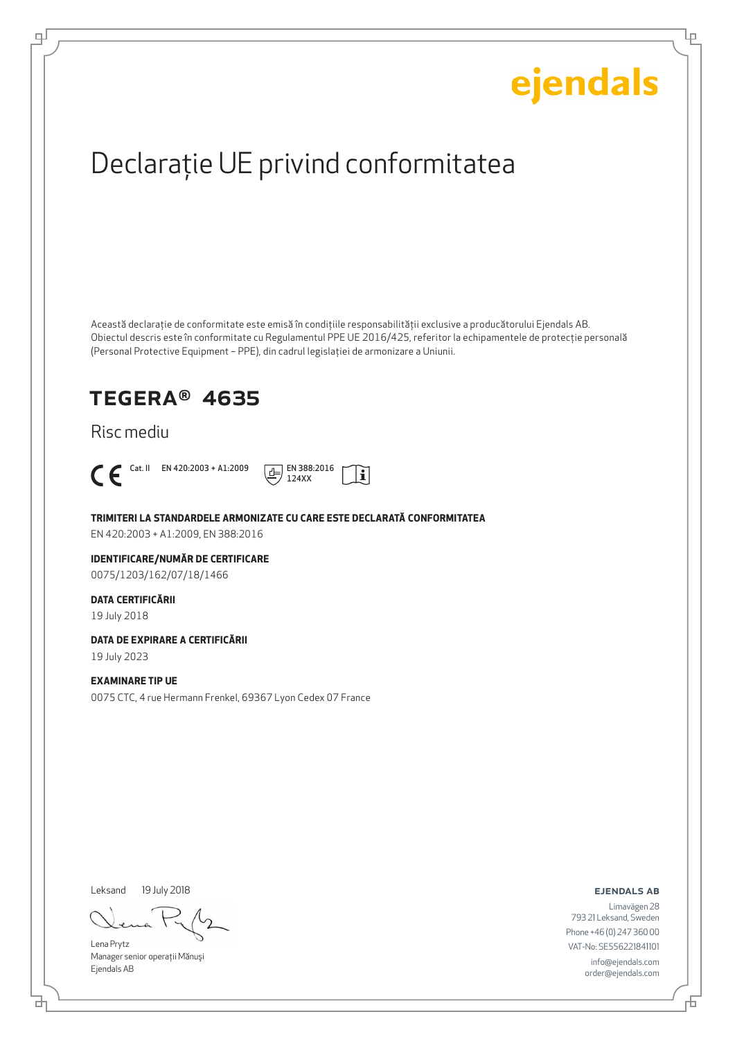ejendals

# Declarație UE privind conformitatea

Această declarație de conformitate este emisă în condițiile responsabilității exclusive a producătorului Ejendals AB. Obiectul descris este în conformitate cu Regulamentul PPE UE 2016/425, referitor la echipamentele de protecție personală (Personal Protective Equipment – PPE), din cadrul legislației de armonizare a Uniunii.

## TEGERA® 4635

Risc mediu

CE Cat. II EN 420:2003 + A1:2009 EN 388:2016 124XX

**TRIMITERI LA STANDARDELE ARMONIZATE CU CARE ESTE DECLARATĂ CONFORMITATEA**

EN 420:2003 + A1:2009, EN 388:2016

**IDENTIFICARE/NUMĂR DE CERTIFICARE**

0075/1203/162/07/18/1466

**DATA CERTIFICĂRII**

19 July 2018

**DATA DE EXPIRARE A CERTIFICĂRII**

19 July 2023

**EXAMINARE TIP UE**

0075 CTC, 4 rue Hermann Frenkel, 69367 Lyon Cedex 07 France

Leksand 19 July 2018

Lena Prytz
Manager senior operații Mănuși
Ejendals AB

**EJENDALS AB**

Limavägen 28
793 21 Leksand, Sweden
Phone +46 (0) 247 360 00
VAT-No: SE556221841101
info@ejendals.com
order@ejendals.com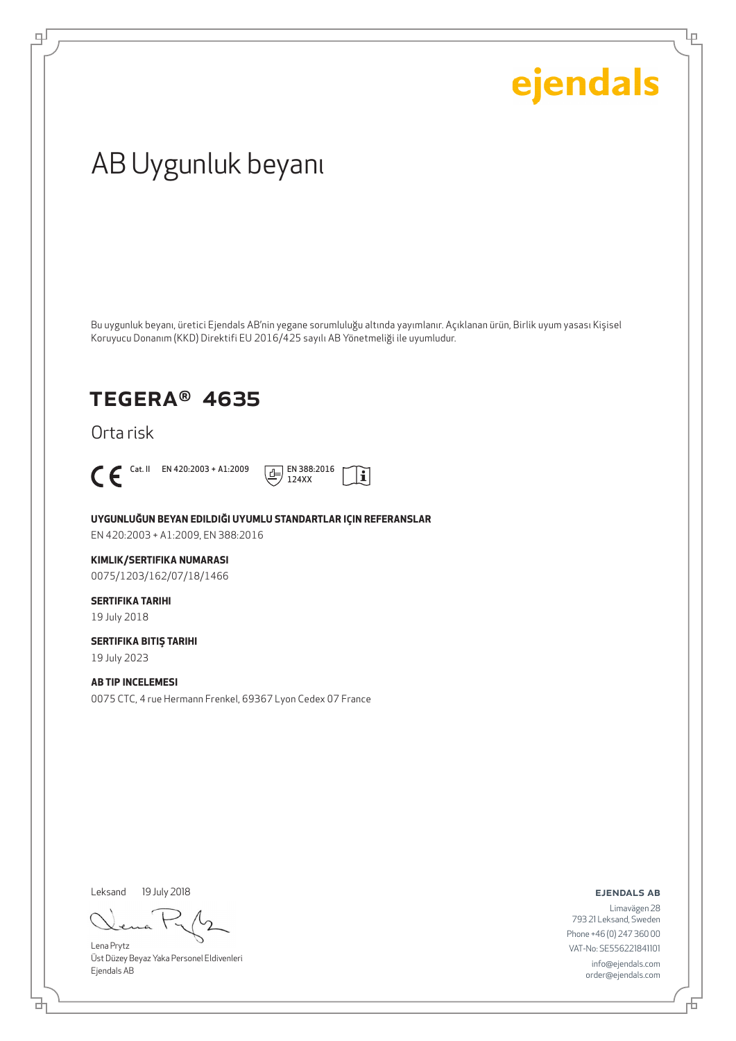ejendals

# AB Uygunluk beyanı

Bu uygunluk beyanı, üretici Ejendals AB'nin yegane sorumluluğu altında yayımlanır. Açıklanan ürün, Birlik uyum yasası Kişisel Koruyucu Donanım (KKD) Direktifi EU 2016/425 sayılı AB Yönetmeliği ile uyumludur.

## TEGERA® 4635

Orta risk

CE Cat. II EN 420:2003 + A1:2009 EN 388:2016 124XX

**UYGUNLUĞUN BEYAN EDILDIĞI UYUMLU STANDARTLAR IÇIN REFERANSLAR**
EN 420:2003 + A1:2009, EN 388:2016

**KIMLIK/SERTIFIKA NUMARASI**
0075/1203/162/07/18/1466

**SERTIFIKA TARIHI**
19 July 2018

**SERTIFIKA BITIŞ TARIHI**
19 July 2023

**AB TIP INCELEMESI**
0075 CTC, 4 rue Hermann Frenkel, 69367 Lyon Cedex 07 France

Leksand 19 July 2018

Lena Prytz
Üst Düzey Beyaz Yaka Personel Eldivenleri
Ejendals AB

**EJENDALS AB**
Limavägen 28
793 21 Leksand, Sweden
Phone +46 (0) 247 360 00
VAT-No: SE556221841101
info@ejendals.com
order@ejendals.com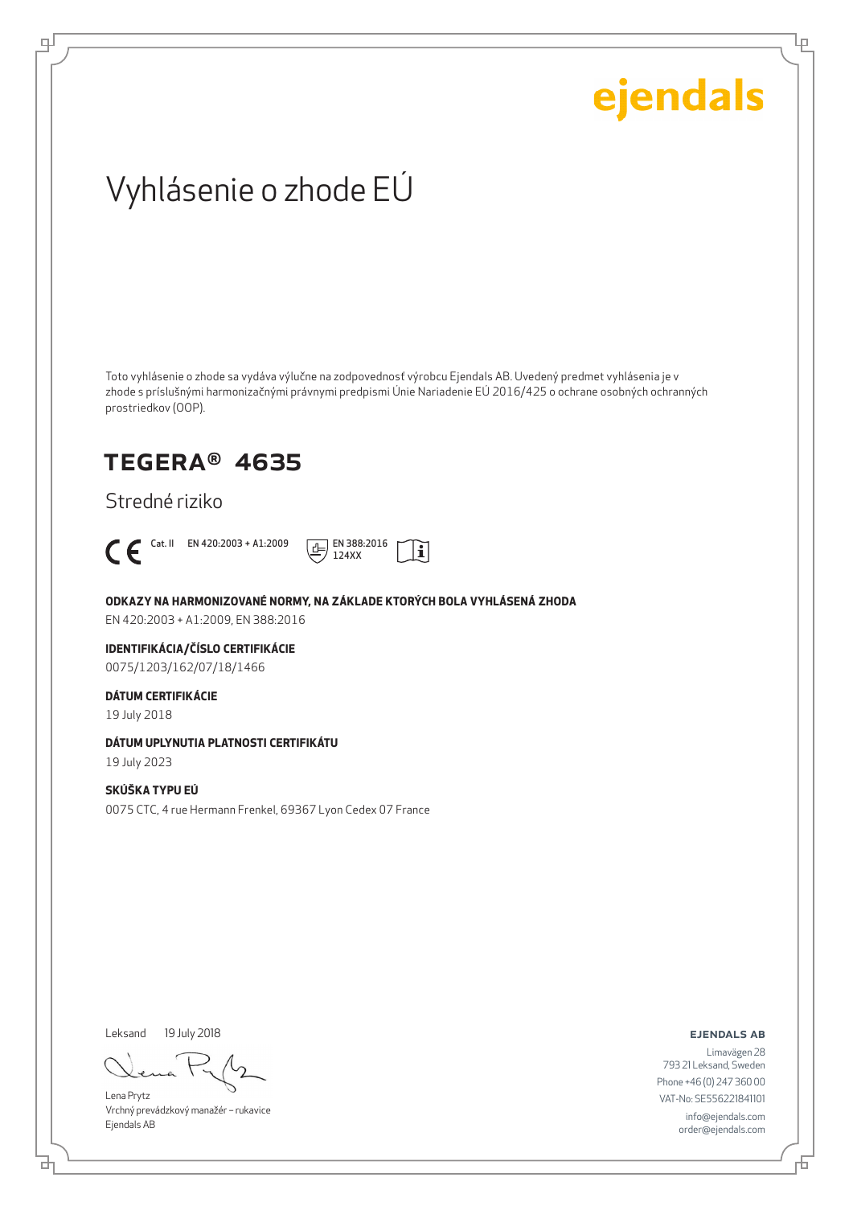ejendals

# Vyhlásenie o zhode EÚ

Toto vyhlásenie o zhode sa vydáva výlučne na zodpovednosť výrobcu Ejendals AB. Uvedený predmet vyhlásenia je v zhode s príslušnými harmonizačnými právnymi predpismi Únie Nariadenie EÚ 2016/425 o ochrane osobných ochranných prostriedkov (OOP).

## TEGERA® 4635

Stredné riziko

CE Cat. II EN 420:2003 + A1:2009 EN 388:2016 124XX

**ODKAZY NA HARMONIZOVANÉ NORMY, NA ZÁKLADE KTORÝCH BOLA VYHLÁSENÁ ZHODA**

EN 420:2003 + A1:2009, EN 388:2016

**IDENTIFIKÁCIA/ČÍSLO CERTIFIKÁCIE**

0075/1203/162/07/18/1466

**DÁTUM CERTIFIKÁCIE**

19 July 2018

**DÁTUM UPLYNUTIA PLATNOSTI CERTIFIKÁTU**

19 July 2023

**SKÚŠKA TYPU EÚ**

0075 CTC, 4 rue Hermann Frenkel, 69367 Lyon Cedex 07 France

Leksand 19 July 2018

Lena Prytz
Vrchný prevádzkový manažér – rukavice
Ejendals AB

**EJENDALS AB**

Limavägen 28
793 21 Leksand, Sweden
Phone +46 (0) 247 360 00
VAT-No: SE556221841101
info@ejendals.com
order@ejendals.com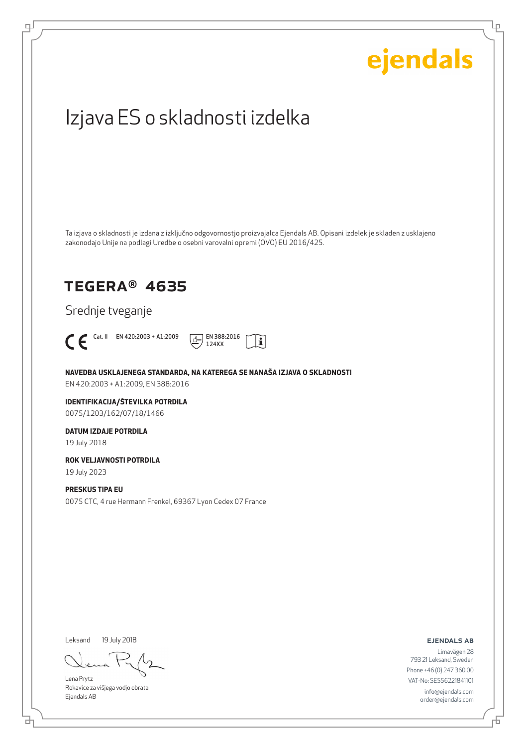ejendals

# Izjava ES o skladnosti izdelka

Ta izjava o skladnosti je izdana z izključno odgovornostjo proizvajalca Ejendals AB. Opisani izdelek je skladen z usklajeno zakonodajo Unije na podlagi Uredbe o osebni varovalni opremi (OVO) EU 2016/425.

## TEGERA® 4635

Srednje tveganje

CE Cat. II EN 420:2003 + A1:2009 EN 388:2016 124XX

**NAVEDBA USKLAJENEGA STANDARDA, NA KATEREGA SE NANAŠA IZJAVA O SKLADNOSTI**

EN 420:2003 + A1:2009, EN 388:2016

**IDENTIFIKACIJA/ŠTEVILKA POTRDILA**

0075/1203/162/07/18/1466

**DATUM IZDAJE POTRDILA**

19 July 2018

**ROK VELJAVNOSTI POTRDILA**

19 July 2023

**PRESKUS TIPA EU**

0075 CTC, 4 rue Hermann Frenkel, 69367 Lyon Cedex 07 France

Leksand 19 July 2018

Lena Prytz
Rokavice za višjega vodjo obrata
Ejendals AB

**EJENDALS AB**

Limavägen 28
793 21 Leksand, Sweden
Phone +46 (0) 247 360 00
VAT-No: SE556221841101
info@ejendals.com
order@ejendals.com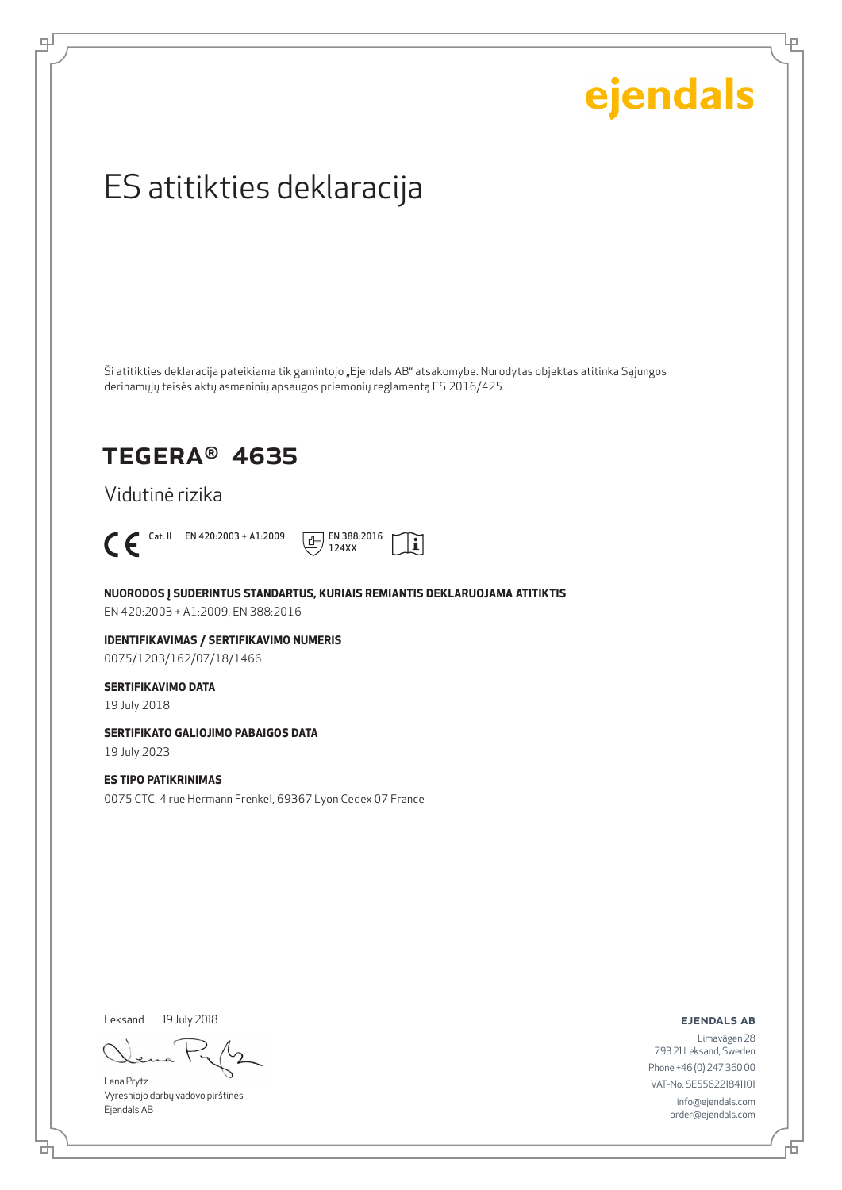ejendals

# ES atitikties deklaracija

Ši atitikties deklaracija pateikiama tik gamintojo „Ejendals AB" atsakomybe. Nurodytas objektas atitinka Sąjungos derinamųjų teisės aktų asmeninių apsaugos priemonių reglamentą ES 2016/425.

## TEGERA® 4635

Vidutinė rizika

CE Cat. II EN 420:2003 + A1:2009 EN 388:2016 124XX

**NUORODOS Į SUDERINTUS STANDARTUS, KURIAIS REMIANTIS DEKLARUOJAMA ATITIKTIS**
EN 420:2003 + A1:2009, EN 388:2016

**IDENTIFIKAVIMAS / SERTIFIKAVIMO NUMERIS**
0075/1203/162/07/18/1466

**SERTIFIKAVIMO DATA**
19 July 2018

**SERTIFIKATO GALIOJIMO PABAIGOS DATA**
19 July 2023

**ES TIPO PATIKRINIMAS**
0075 CTC, 4 rue Hermann Frenkel, 69367 Lyon Cedex 07 France

Leksand 19 July 2018

Lena Prytz
Vyresniojo darbų vadovo pirštinės
Ejendals AB

**EJENDALS AB**
Limavägen 28
793 21 Leksand, Sweden
Phone +46 (0) 247 360 00
VAT-No: SE556221841101
info@ejendals.com
order@ejendals.com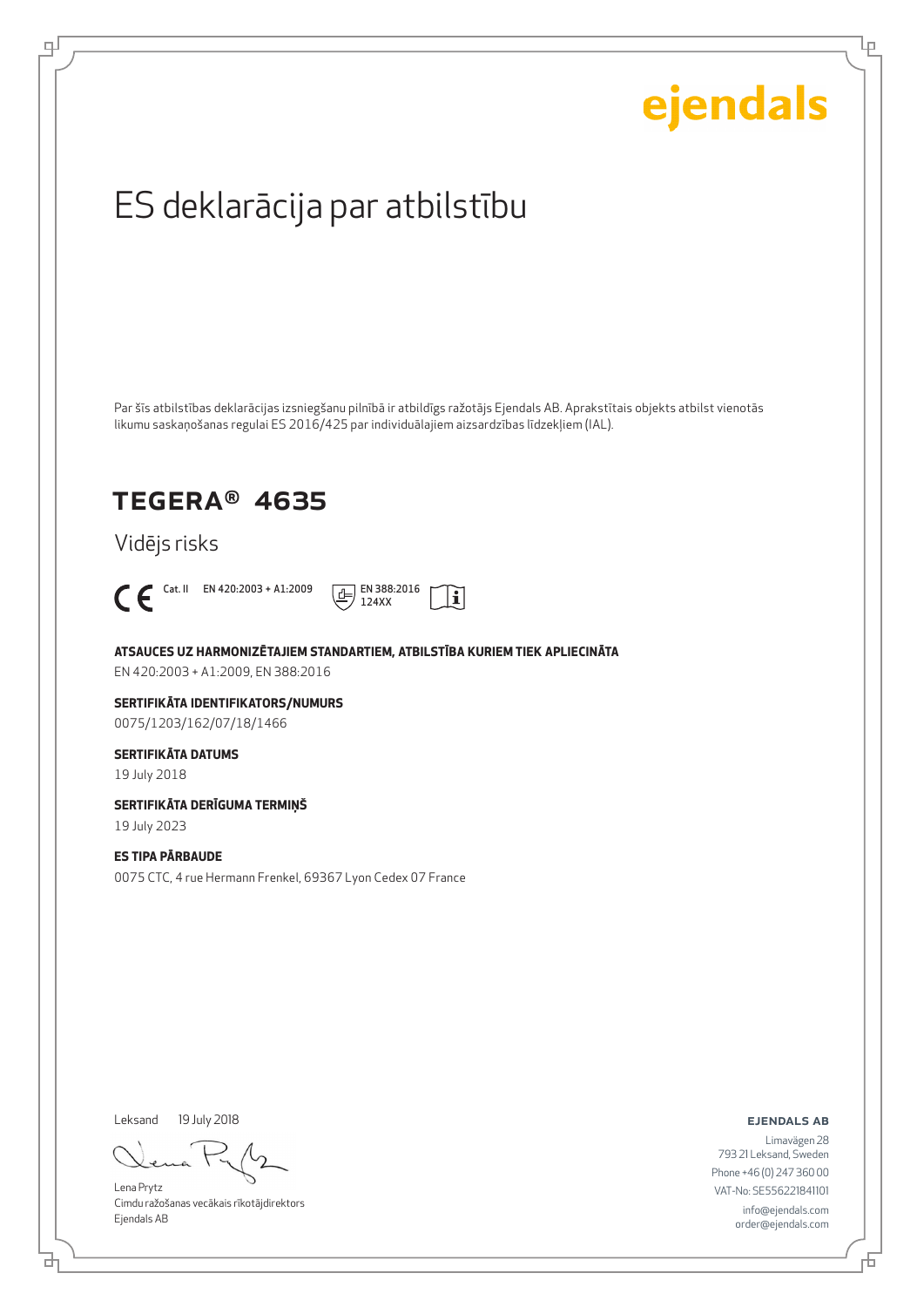ejendals

# ES deklarācija par atbilstību

Par šīs atbilstības deklarācijas izsniegšanu pilnībā ir atbildīgs ražotājs Ejendals AB. Aprakstītais objekts atbilst vienotās likumu saskaņošanas regulai ES 2016/425 par individuālajiem aizsardzības līdzekļiem (IAL).

## TEGERA® 4635

Vidējs risks

CE Cat. II EN 420:2003 + A1:2009 EN 388:2016 124XX

**ATSAUCES UZ HARMONIZĒTAJIEM STANDARTIEM, ATBILSTĪBA KURIEM TIEK APLIECINĀTA**
EN 420:2003 + A1:2009, EN 388:2016

**SERTIFIKĀTA IDENTIFIKATORS/NUMURS**
0075/1203/162/07/18/1466

**SERTIFIKĀTA DATUMS**
19 July 2018

**SERTIFIKĀTA DERĪGUMA TERMIŅŠ**
19 July 2023

**ES TIPA PĀRBAUDE**
0075 CTC, 4 rue Hermann Frenkel, 69367 Lyon Cedex 07 France

Leksand 19 July 2018

Lena Prytz
Cimdu ražošanas vecākais rīkotājdirektors
Ejendals AB

**EJENDALS AB**
Limavägen 28
793 21 Leksand, Sweden
Phone +46 (0) 247 360 00
VAT-No: SE556221841101
info@ejendals.com
order@ejendals.com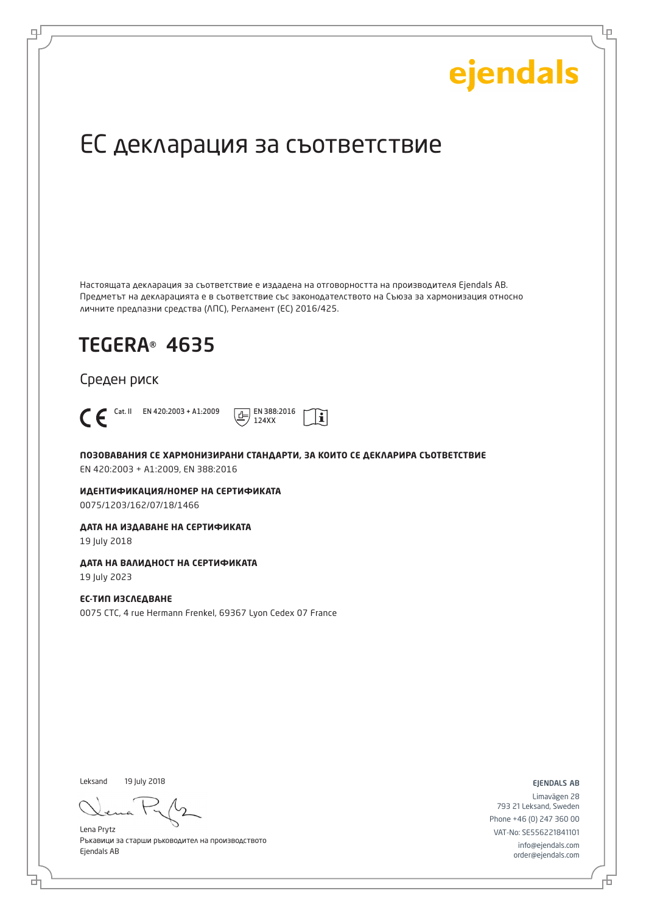ejendals

# ЕС декларация за съответствие

Настоящата декларация за съответствие е издадена на отговорността на производителя Ejendals AB. Предметът на декларацията е в съответствие със законодателството на Съюза за хармонизация относно личните предпазни средства (ЛПС), Регламент (ЕС) 2016/425.

## TEGERA® 4635

Среден риск

CE Cat. II EN 420:2003 + A1:2009 EN 388:2016 124XX

**ПОЗОВАВАНИЯ СЕ ХАРМОНИЗИРАНИ СТАНДАРТИ, ЗА КОИТО СЕ ДЕКЛАРИРА СЪОТВЕТСТВИЕ**
EN 420:2003 + A1:2009, EN 388:2016

**ИДЕНТИФИКАЦИЯ/НОМЕР НА СЕРТИФИКАТА**
0075/1203/162/07/18/1466

**ДАТА НА ИЗДАВАНЕ НА СЕРТИФИКАТА**
19 July 2018

**ДАТА НА ВАЛИДНОСТ НА СЕРТИФИКАТА**
19 July 2023

**ЕС-ТИП ИЗСЛЕДВАНЕ**
0075 CTC, 4 rue Hermann Frenkel, 69367 Lyon Cedex 07 France

Leksand 19 July 2018

Lena Prytz
Ръкавици за старши ръководител на производството
Ejendals AB

EJENDALS AB
Limavägen 28
793 21 Leksand, Sweden
Phone +46 (0) 247 360 00
VAT-No: SE556221841101
info@ejendals.com
order@ejendals.com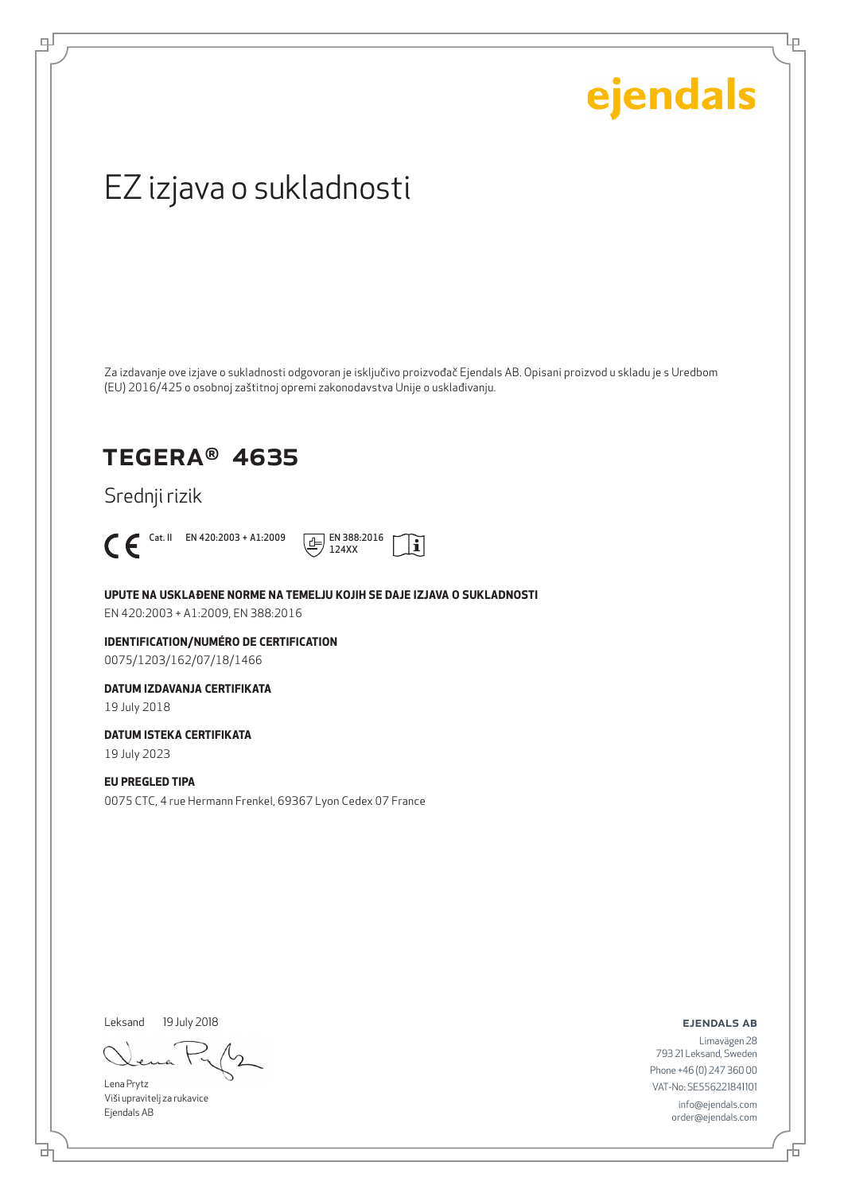ejendals

# EZ izjava o sukladnosti

Za izdavanje ove izjave o sukladnosti odgovoran je isključivo proizvođač Ejendals AB. Opisani proizvod u skladu je s Uredbom (EU) 2016/425 o osobnoj zaštitnoj opremi zakonodavstva Unije o usklađivanju.

## TEGERA® 4635

Srednji rizik

CE Cat. II EN 420:2003 + A1:2009 EN 388:2016 124XX

**UPUTE NA USKLAĐENE NORME NA TEMELJU KOJIH SE DAJE IZJAVA O SUKLADNOSTI**
EN 420:2003 + A1:2009, EN 388:2016

**IDENTIFICATION/NUMÉRO DE CERTIFICATION**
0075/1203/162/07/18/1466

**DATUM IZDAVANJA CERTIFIKATA**
19 July 2018

**DATUM ISTEKA CERTIFIKATA**
19 July 2023

**EU PREGLED TIPA**
0075 CTC, 4 rue Hermann Frenkel, 69367 Lyon Cedex 07 France

Leksand 19 July 2018

Lena Prytz
Viši upravitelj za rukavice
Ejendals AB

**EJENDALS AB**
Limavägen 28
793 21 Leksand, Sweden
Phone +46 (0) 247 360 00
VAT-No: SE556221841101
info@ejendals.com
order@ejendals.com